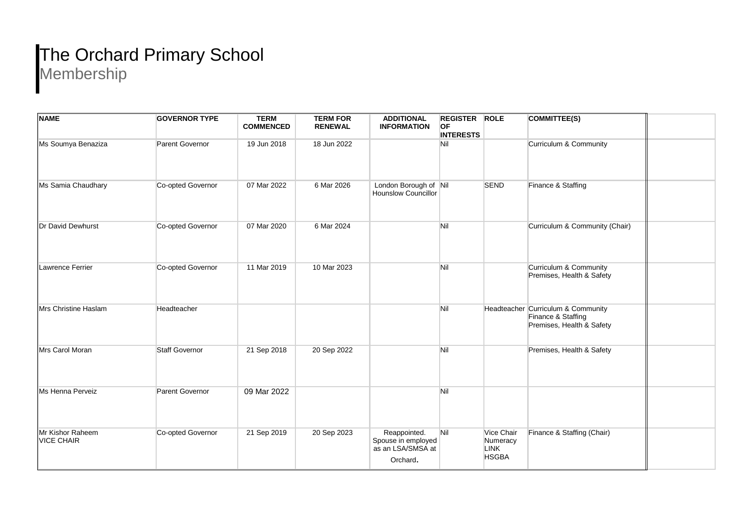# The Orchard Primary School

## Membership

| NAME | GOVERNOR TYPE | TERM COMMENCED | TERM FOR RENEWAL | ADDITIONAL INFORMATION | REGISTER OF INTERESTS | ROLE | COMMITTEE(S) | |
|---|---|---|---|---|---|---|---|---|
| Ms Soumya Benaziza | Parent Governor | 19 Jun 2018 | 18 Jun 2022 | | Nil | | Curriculum & Community | |
| Ms Samia Chaudhary | Co-opted Governor | 07 Mar 2022 | 6 Mar 2026 | London Borough of Hounslow Councillor | Nil | SEND | Finance & Staffing | |
| Dr David Dewhurst | Co-opted Governor | 07 Mar 2020 | 6 Mar 2024 | | Nil | | Curriculum & Community (Chair) | |
| Lawrence Ferrier | Co-opted Governor | 11 Mar 2019 | 10 Mar 2023 | | Nil | | Curriculum & Community<br>Premises, Health & Safety | |
| Mrs Christine Haslam | Headteacher | | | | Nil | Headteacher | Curriculum & Community<br>Finance & Staffing<br>Premises, Health & Safety | |
| Mrs Carol Moran | Staff Governor | 21 Sep 2018 | 20 Sep 2022 | | Nil | | Premises, Health & Safety | |
| Ms Henna Perveiz | Parent Governor | 09 Mar 2022 | | | Nil | | | |
| Mr Kishor Raheem<br>VICE CHAIR | Co-opted Governor | 21 Sep 2019 | 20 Sep 2023 | Reappointed. Spouse in employed as an LSA/SMSA at Orchard. | Nil | Vice Chair<br>Numeracy<br>LINK<br>HSGBA | Finance & Staffing (Chair) | |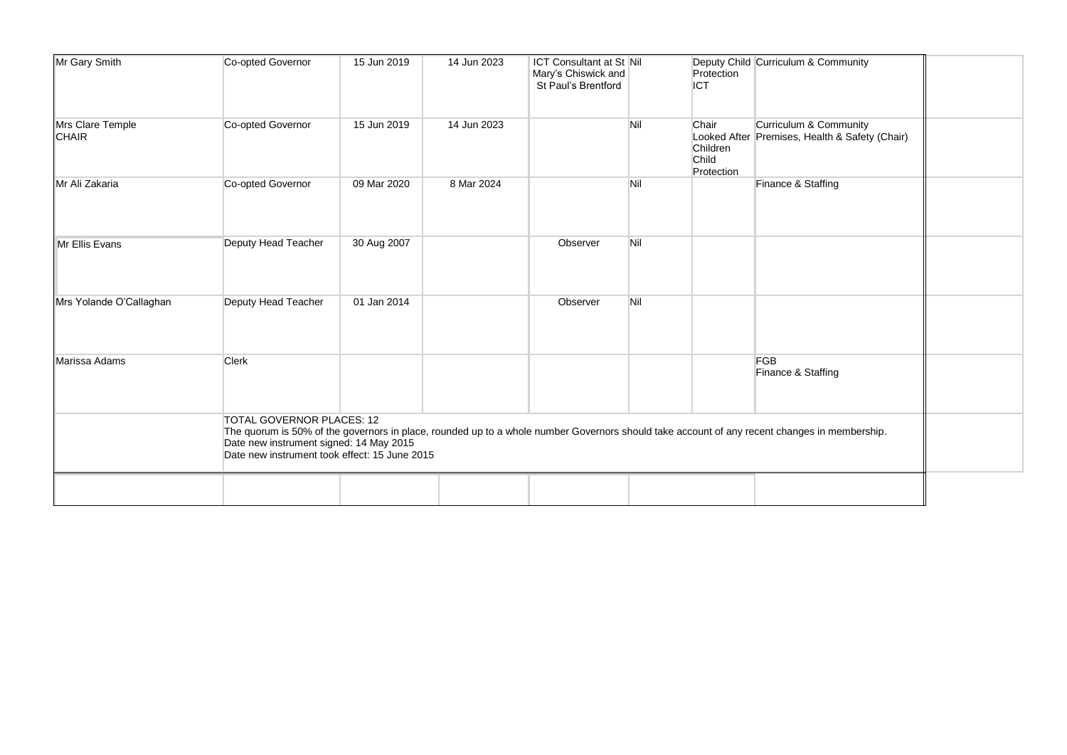| | | | | | | | | |
|---|---|---|---|---|---|---|---|---|
| Mr Gary Smith | Co-opted Governor | 15 Jun 2019 | 14 Jun 2023 | ICT Consultant at St Mary's Chiswick and St Paul's Brentford | Nil | Deputy Child Protection<br>ICT | Curriculum & Community | |
| Mrs Clare Temple<br>CHAIR | Co-opted Governor | 15 Jun 2019 | 14 Jun 2023 | | Nil | Chair<br>Looked After Children<br>Child Protection | Curriculum & Community<br>Premises, Health & Safety (Chair) | |
| Mr Ali Zakaria | Co-opted Governor | 09 Mar 2020 | 8 Mar 2024 | | Nil | | Finance & Staffing | |
| Mr Ellis Evans | Deputy Head Teacher | 30 Aug 2007 | | Observer | Nil | | | |
| Mrs Yolande O'Callaghan | Deputy Head Teacher | 01 Jan 2014 | | Observer | Nil | | | |
| Marissa Adams | Clerk | | | | | | FGB<br>Finance & Staffing | |
| | TOTAL GOVERNOR PLACES: 12<br>The quorum is 50% of the governors in place, rounded up to a whole number Governors should take account of any recent changes in membership.<br>Date new instrument signed: 14 May 2015<br>Date new instrument took effect: 15 June 2015 | | | | | | | |
| | | | | | | | | |